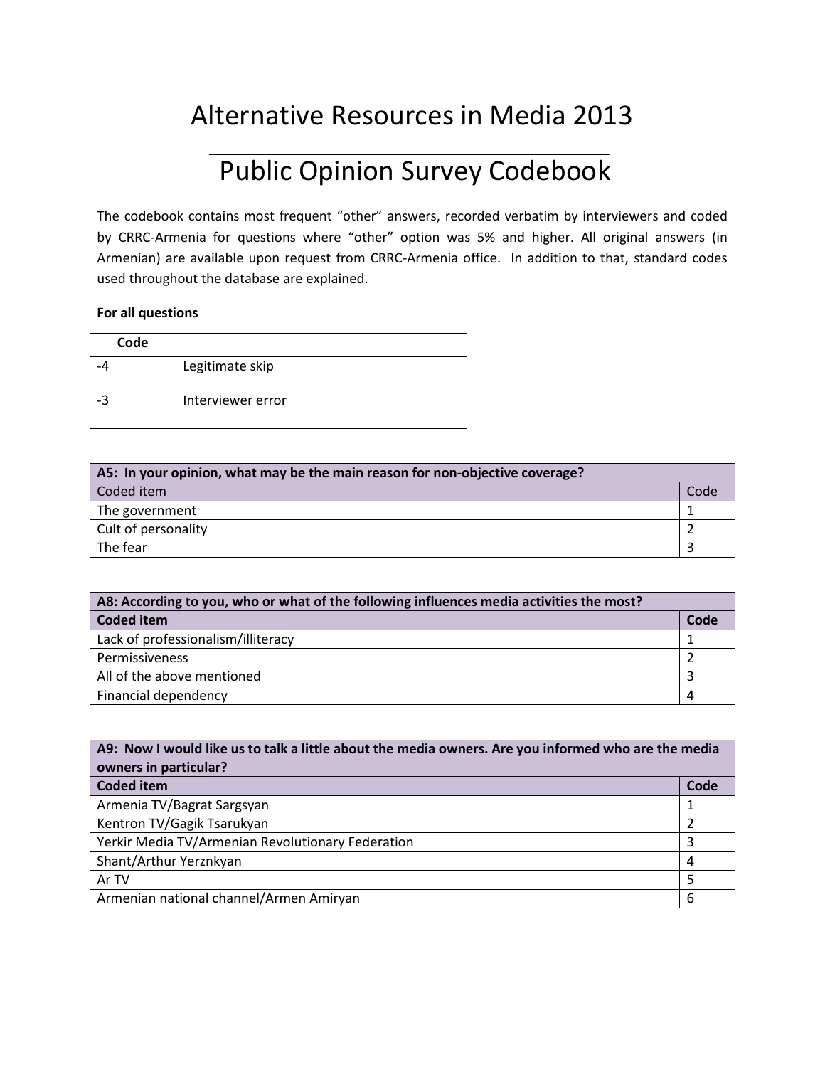# Alternative Resources in Media 2013

## Public Opinion Survey Codebook

The codebook contains most frequent "other" answers, recorded verbatim by interviewers and coded by CRRC-Armenia for questions where "other" option was 5% and higher. All original answers (in Armenian) are available upon request from CRRC-Armenia office. In addition to that, standard codes used throughout the database are explained.

**For all questions**

| Code | |
|---|---|
| -4 | Legitimate skip |
| -3 | Interviewer error |

| **A5: In your opinion, what may be the main reason for non-objective coverage?** | |
|---|---|
| Coded item | Code |
| The government | 1 |
| Cult of personality | 2 |
| The fear | 3 |

| **A8: According to you, who or what of the following influences media activities the most?** | |
|---|---|
| **Coded item** | **Code** |
| Lack of professionalism/illiteracy | 1 |
| Permissiveness | 2 |
| All of the above mentioned | 3 |
| Financial dependency | 4 |

| **A9: Now I would like us to talk a little about the media owners. Are you informed who are the media owners in particular?** | |
|---|---|
| **Coded item** | **Code** |
| Armenia TV/Bagrat Sargsyan | 1 |
| Kentron TV/Gagik Tsarukyan | 2 |
| Yerkir Media TV/Armenian Revolutionary Federation | 3 |
| Shant/Arthur Yerznkyan | 4 |
| Ar TV | 5 |
| Armenian national channel/Armen Amiryan | 6 |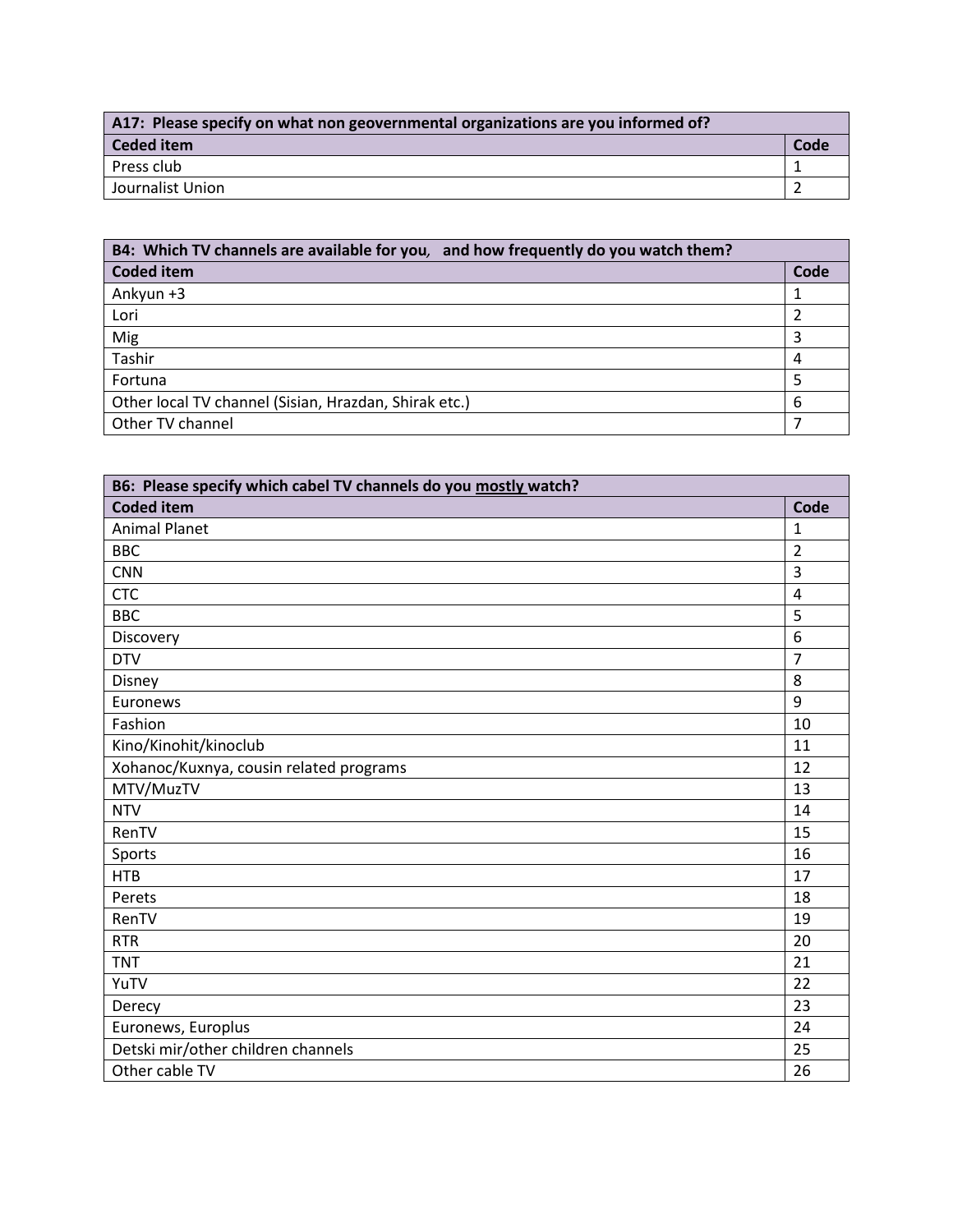| A17: Please specify on what non geovernmental organizations are you informed of? | |
|---|---|
| **Ceded item** | **Code** |
| Press club | 1 |
| Journalist Union | 2 |

| B4: Which TV channels are available for you, and how frequently do you watch them? | |
|---|---|
| **Coded item** | **Code** |
| Ankyun +3 | 1 |
| Lori | 2 |
| Mig | 3 |
| Tashir | 4 |
| Fortuna | 5 |
| Other local TV channel (Sisian, Hrazdan, Shirak etc.) | 6 |
| Other TV channel | 7 |

| B6: Please specify which cabel TV channels do you <u>mostly</u> watch? | |
|---|---|
| **Coded item** | **Code** |
| Animal Planet | 1 |
| BBC | 2 |
| CNN | 3 |
| CTC | 4 |
| BBC | 5 |
| Discovery | 6 |
| DTV | 7 |
| Disney | 8 |
| Euronews | 9 |
| Fashion | 10 |
| Kino/Kinohit/kinoclub | 11 |
| Xohanoc/Kuxnya, cousin related programs | 12 |
| MTV/MuzTV | 13 |
| NTV | 14 |
| RenTV | 15 |
| Sports | 16 |
| HTB | 17 |
| Perets | 18 |
| RenTV | 19 |
| RTR | 20 |
| TNT | 21 |
| YuTV | 22 |
| Derecy | 23 |
| Euronews, Europlus | 24 |
| Detski mir/other children channels | 25 |
| Other cable TV | 26 |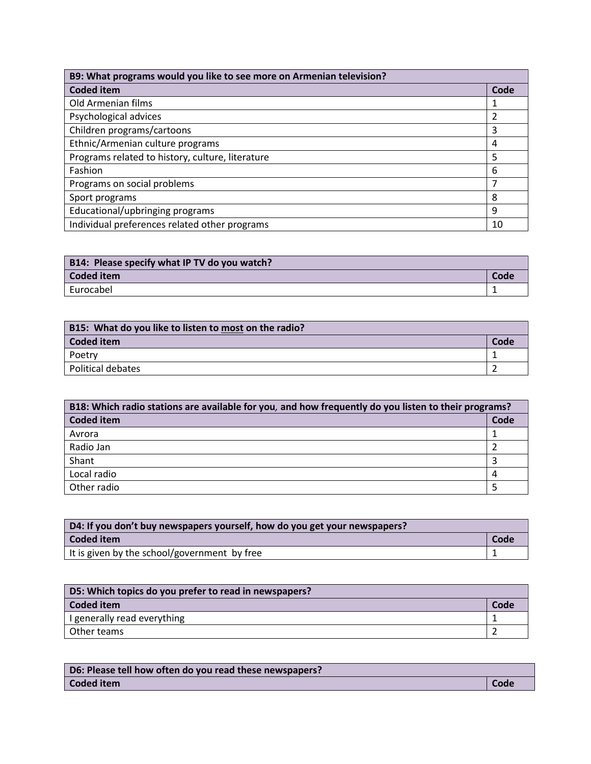| B9: What programs would you like to see more on Armenian television? | |
|---|---|
| **Coded item** | **Code** |
| Old Armenian films | 1 |
| Psychological advices | 2 |
| Children programs/cartoons | 3 |
| Ethnic/Armenian culture programs | 4 |
| Programs related to history, culture, literature | 5 |
| Fashion | 6 |
| Programs on social problems | 7 |
| Sport programs | 8 |
| Educational/upbringing programs | 9 |
| Individual preferences related other programs | 10 |

| B14: Please specify what IP TV do you watch? | |
|---|---|
| **Coded item** | **Code** |
| Eurocabel | 1 |

| B15: What do you like to listen to most on the radio? | |
|---|---|
| **Coded item** | **Code** |
| Poetry | 1 |
| Political debates | 2 |

| B18: Which radio stations are available for you, and how frequently do you listen to their programs? | |
|---|---|
| **Coded item** | **Code** |
| Avrora | 1 |
| Radio Jan | 2 |
| Shant | 3 |
| Local radio | 4 |
| Other radio | 5 |

| D4: If you don't buy newspapers yourself, how do you get your newspapers? | |
|---|---|
| **Coded item** | **Code** |
| It is given by the school/government by free | 1 |

| D5: Which topics do you prefer to read in newspapers? | |
|---|---|
| **Coded item** | **Code** |
| I generally read everything | 1 |
| Other teams | 2 |

| D6: Please tell how often do you read these newspapers? | |
|---|---|
| **Coded item** | **Code** |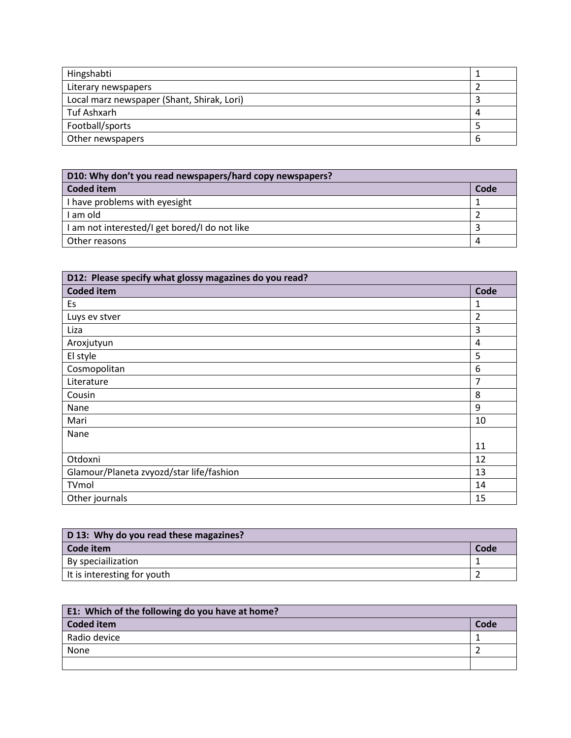| Hingshabti | 1 |
|---|---|
| Literary newspapers | 2 |
| Local marz newspaper (Shant, Shirak, Lori) | 3 |
| Tuf Ashxarh | 4 |
| Football/sports | 5 |
| Other newspapers | 6 |

| **D10: Why don't you read newspapers/hard copy newspapers?** | |
|---|---|
| **Coded item** | **Code** |
| I have problems with eyesight | 1 |
| I am old | 2 |
| I am not interested/I get bored/I do not like | 3 |
| Other reasons | 4 |

| **D12: Please specify what glossy magazines do you read?** | |
|---|---|
| **Coded item** | **Code** |
| Es | 1 |
| Luys ev stver | 2 |
| Liza | 3 |
| Aroxjutyun | 4 |
| El style | 5 |
| Cosmopolitan | 6 |
| Literature | 7 |
| Cousin | 8 |
| Nane | 9 |
| Mari | 10 |
| Nane | 11 |
| Otdoxni | 12 |
| Glamour/Planeta zvyozd/star life/fashion | 13 |
| TVmol | 14 |
| Other journals | 15 |

| **D 13: Why do you read these magazines?** | |
|---|---|
| **Code item** | **Code** |
| By speciailization | 1 |
| It is interesting for youth | 2 |

| **E1: Which of the following do you have at home?** | |
|---|---|
| **Coded item** | **Code** |
| Radio device | 1 |
| None | 2 |
| | |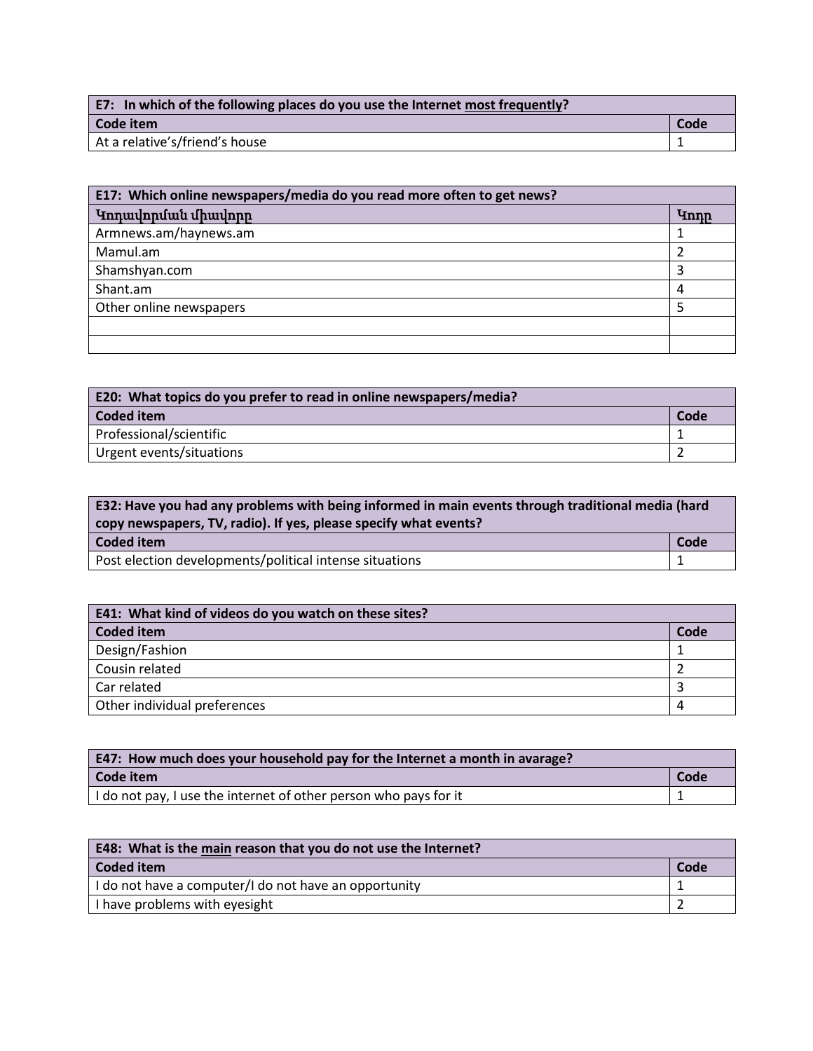| E7: In which of the following places do you use the Internet <u>most frequently</u>? | |
|---|---|
| **Code item** | **Code** |
| At a relative's/friend's house | 1 |

| E17: Which online newspapers/media do you read more often to get news? | |
|---|---|
| **Կոդավորման միավորը** | **Կոդը** |
| Armnews.am/haynews.am | 1 |
| Mamul.am | 2 |
| Shamshyan.com | 3 |
| Shant.am | 4 |
| Other online newspapers | 5 |
| | |
| | |

| E20: What topics do you prefer to read in online newspapers/media? | |
|---|---|
| **Coded item** | **Code** |
| Professional/scientific | 1 |
| Urgent events/situations | 2 |

| E32: Have you had any problems with being informed in main events through traditional media (hard copy newspapers, TV, radio). If yes, please specify what events? | |
|---|---|
| **Coded item** | **Code** |
| Post election developments/political intense situations | 1 |

| E41: What kind of videos do you watch on these sites? | |
|---|---|
| **Coded item** | **Code** |
| Design/Fashion | 1 |
| Cousin related | 2 |
| Car related | 3 |
| Other individual preferences | 4 |

| E47: How much does your household pay for the Internet a month in avarage? | |
|---|---|
| **Code item** | **Code** |
| I do not pay, I use the internet of other person who pays for it | 1 |

| E48: What is the <u>main</u> reason that you do not use the Internet? | |
|---|---|
| **Coded item** | **Code** |
| I do not have a computer/I do not have an opportunity | 1 |
| I have problems with eyesight | 2 |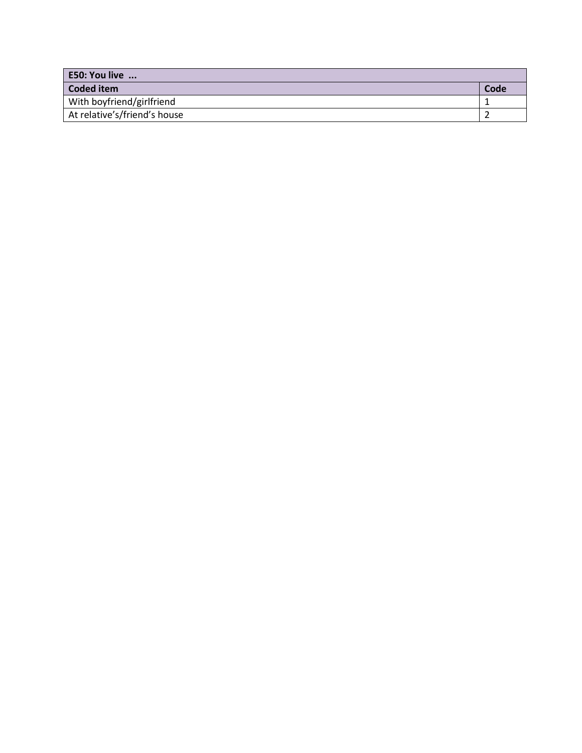| E50: You live ... | |
|---|---|
| **Coded item** | **Code** |
| With boyfriend/girlfriend | 1 |
| At relative's/friend's house | 2 |